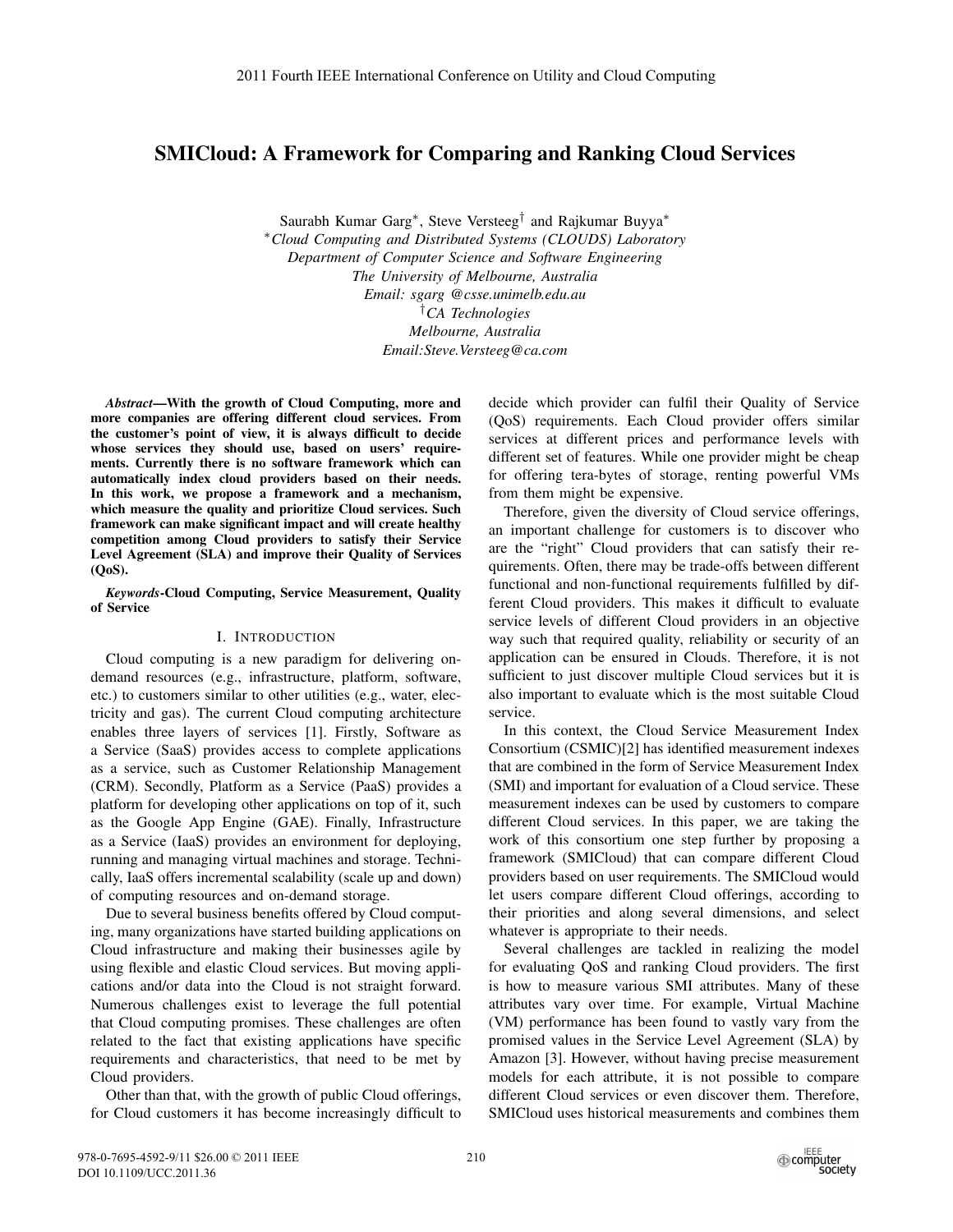# SMICloud: A Framework for Comparing and Ranking Cloud Services

Saurabh Kumar Garg*, Steve Versteeg† and Rajkumar Buyya*

*Cloud Computing and Distributed Systems (CLOUDS) Laboratory
Department of Computer Science and Software Engineering
The University of Melbourne, Australia
Email: sgarg @csse.unimelb.edu.au

†CA Technologies
Melbourne, Australia
Email:Steve.Versteeg@ca.com

***Abstract*—With the growth of Cloud Computing, more and more companies are offering different cloud services. From the customer's point of view, it is always difficult to decide whose services they should use, based on users' requirements. Currently there is no software framework which can automatically index cloud providers based on their needs. In this work, we propose a framework and a mechanism, which measure the quality and prioritize Cloud services. Such framework can make significant impact and will create healthy competition among Cloud providers to satisfy their Service Level Agreement (SLA) and improve their Quality of Services (QoS).**

***Keywords*-Cloud Computing, Service Measurement, Quality of Service**

## I. Introduction

Cloud computing is a new paradigm for delivering on-demand resources (e.g., infrastructure, platform, software, etc.) to customers similar to other utilities (e.g., water, electricity and gas). The current Cloud computing architecture enables three layers of services [1]. Firstly, Software as a Service (SaaS) provides access to complete applications as a service, such as Customer Relationship Management (CRM). Secondly, Platform as a Service (PaaS) provides a platform for developing other applications on top of it, such as the Google App Engine (GAE). Finally, Infrastructure as a Service (IaaS) provides an environment for deploying, running and managing virtual machines and storage. Technically, IaaS offers incremental scalability (scale up and down) of computing resources and on-demand storage.

Due to several business benefits offered by Cloud computing, many organizations have started building applications on Cloud infrastructure and making their businesses agile by using flexible and elastic Cloud services. But moving applications and/or data into the Cloud is not straight forward. Numerous challenges exist to leverage the full potential that Cloud computing promises. These challenges are often related to the fact that existing applications have specific requirements and characteristics, that need to be met by Cloud providers.

Other than that, with the growth of public Cloud offerings, for Cloud customers it has become increasingly difficult to decide which provider can fulfil their Quality of Service (QoS) requirements. Each Cloud provider offers similar services at different prices and performance levels with different set of features. While one provider might be cheap for offering tera-bytes of storage, renting powerful VMs from them might be expensive.

Therefore, given the diversity of Cloud service offerings, an important challenge for customers is to discover who are the "right" Cloud providers that can satisfy their requirements. Often, there may be trade-offs between different functional and non-functional requirements fulfilled by different Cloud providers. This makes it difficult to evaluate service levels of different Cloud providers in an objective way such that required quality, reliability or security of an application can be ensured in Clouds. Therefore, it is not sufficient to just discover multiple Cloud services but it is also important to evaluate which is the most suitable Cloud service.

In this context, the Cloud Service Measurement Index Consortium (CSMIC)[2] has identified measurement indexes that are combined in the form of Service Measurement Index (SMI) and important for evaluation of a Cloud service. These measurement indexes can be used by customers to compare different Cloud services. In this paper, we are taking the work of this consortium one step further by proposing a framework (SMICloud) that can compare different Cloud providers based on user requirements. The SMICloud would let users compare different Cloud offerings, according to their priorities and along several dimensions, and select whatever is appropriate to their needs.

Several challenges are tackled in realizing the model for evaluating QoS and ranking Cloud providers. The first is how to measure various SMI attributes. Many of these attributes vary over time. For example, Virtual Machine (VM) performance has been found to vastly vary from the promised values in the Service Level Agreement (SLA) by Amazon [3]. However, without having precise measurement models for each attribute, it is not possible to compare different Cloud services or even discover them. Therefore, SMICloud uses historical measurements and combines them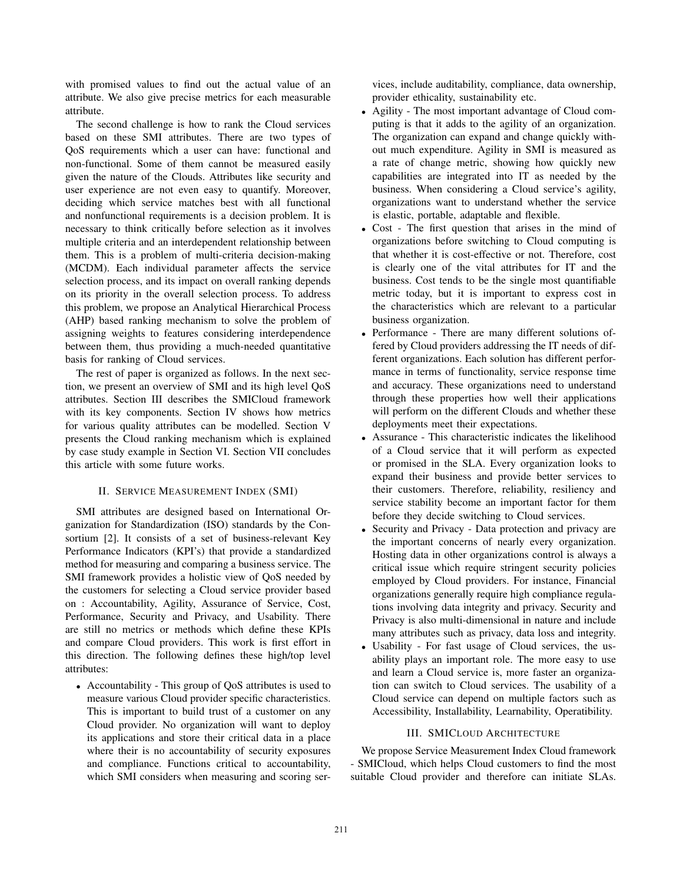with promised values to find out the actual value of an attribute. We also give precise metrics for each measurable attribute.

The second challenge is how to rank the Cloud services based on these SMI attributes. There are two types of QoS requirements which a user can have: functional and non-functional. Some of them cannot be measured easily given the nature of the Clouds. Attributes like security and user experience are not even easy to quantify. Moreover, deciding which service matches best with all functional and nonfunctional requirements is a decision problem. It is necessary to think critically before selection as it involves multiple criteria and an interdependent relationship between them. This is a problem of multi-criteria decision-making (MCDM). Each individual parameter affects the service selection process, and its impact on overall ranking depends on its priority in the overall selection process. To address this problem, we propose an Analytical Hierarchical Process (AHP) based ranking mechanism to solve the problem of assigning weights to features considering interdependence between them, thus providing a much-needed quantitative basis for ranking of Cloud services.

The rest of paper is organized as follows. In the next section, we present an overview of SMI and its high level QoS attributes. Section III describes the SMICloud framework with its key components. Section IV shows how metrics for various quality attributes can be modelled. Section V presents the Cloud ranking mechanism which is explained by case study example in Section VI. Section VII concludes this article with some future works.

## II. Service Measurement Index (SMI)

SMI attributes are designed based on International Organization for Standardization (ISO) standards by the Consortium [2]. It consists of a set of business-relevant Key Performance Indicators (KPI's) that provide a standardized method for measuring and comparing a business service. The SMI framework provides a holistic view of QoS needed by the customers for selecting a Cloud service provider based on : Accountability, Agility, Assurance of Service, Cost, Performance, Security and Privacy, and Usability. There are still no metrics or methods which define these KPIs and compare Cloud providers. This work is first effort in this direction. The following defines these high/top level attributes:

- Accountability - This group of QoS attributes is used to measure various Cloud provider specific characteristics. This is important to build trust of a customer on any Cloud provider. No organization will want to deploy its applications and store their critical data in a place where their is no accountability of security exposures and compliance. Functions critical to accountability, which SMI considers when measuring and scoring services, include auditability, compliance, data ownership, provider ethicality, sustainability etc.
- Agility - The most important advantage of Cloud computing is that it adds to the agility of an organization. The organization can expand and change quickly without much expenditure. Agility in SMI is measured as a rate of change metric, showing how quickly new capabilities are integrated into IT as needed by the business. When considering a Cloud service's agility, organizations want to understand whether the service is elastic, portable, adaptable and flexible.
- Cost - The first question that arises in the mind of organizations before switching to Cloud computing is that whether it is cost-effective or not. Therefore, cost is clearly one of the vital attributes for IT and the business. Cost tends to be the single most quantifiable metric today, but it is important to express cost in the characteristics which are relevant to a particular business organization.
- Performance - There are many different solutions offered by Cloud providers addressing the IT needs of different organizations. Each solution has different performance in terms of functionality, service response time and accuracy. These organizations need to understand through these properties how well their applications will perform on the different Clouds and whether these deployments meet their expectations.
- Assurance - This characteristic indicates the likelihood of a Cloud service that it will perform as expected or promised in the SLA. Every organization looks to expand their business and provide better services to their customers. Therefore, reliability, resiliency and service stability become an important factor for them before they decide switching to Cloud services.
- Security and Privacy - Data protection and privacy are the important concerns of nearly every organization. Hosting data in other organizations control is always a critical issue which require stringent security policies employed by Cloud providers. For instance, Financial organizations generally require high compliance regulations involving data integrity and privacy. Security and Privacy is also multi-dimensional in nature and include many attributes such as privacy, data loss and integrity.
- Usability - For fast usage of Cloud services, the usability plays an important role. The more easy to use and learn a Cloud service is, more faster an organization can switch to Cloud services. The usability of a Cloud service can depend on multiple factors such as Accessibility, Installability, Learnability, Operatibility.

## III. SMICloud Architecture

We propose Service Measurement Index Cloud framework - SMICloud, which helps Cloud customers to find the most suitable Cloud provider and therefore can initiate SLAs.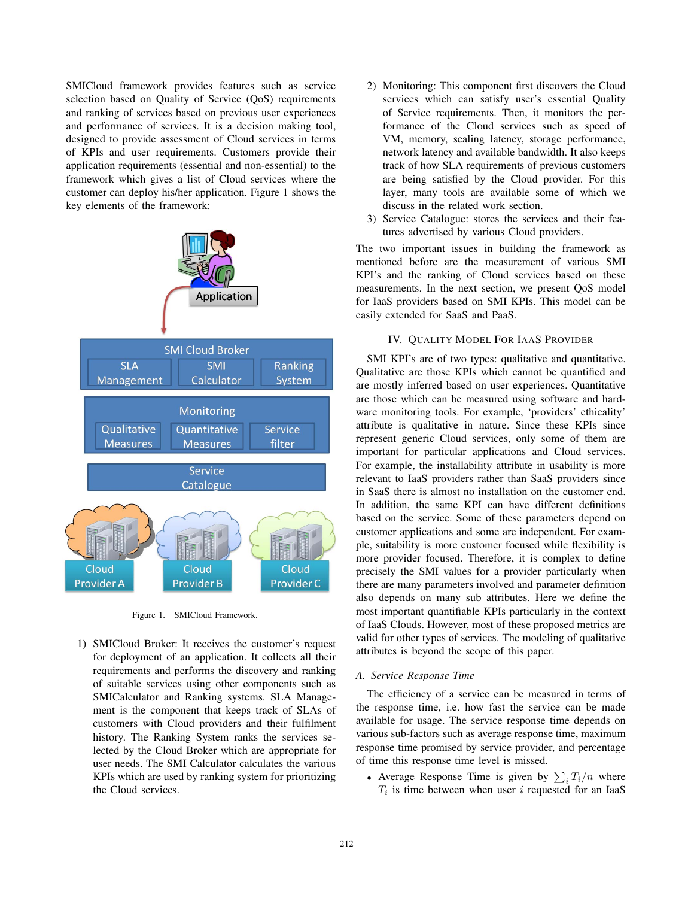SMICloud framework provides features such as service selection based on Quality of Service (QoS) requirements and ranking of services based on previous user experiences and performance of services. It is a decision making tool, designed to provide assessment of Cloud services in terms of KPIs and user requirements. Customers provide their application requirements (essential and non-essential) to the framework which gives a list of Cloud services where the customer can deploy his/her application. Figure 1 shows the key elements of the framework:

Application

SMI Cloud Broker

SLA Management

SMI Calculator

Ranking System

Monitoring

Qualitative Measures

Quantitative Measures

Service filter

Service Catalogue

Cloud Provider A

Cloud Provider B

Cloud Provider C

Figure 1. SMICloud Framework.

1) SMICloud Broker: It receives the customer's request for deployment of an application. It collects all their requirements and performs the discovery and ranking of suitable services using other components such as SMICalculator and Ranking systems. SLA Management is the component that keeps track of SLAs of customers with Cloud providers and their fulfilment history. The Ranking System ranks the services selected by the Cloud Broker which are appropriate for user needs. The SMI Calculator calculates the various KPIs which are used by ranking system for prioritizing the Cloud services.
2) Monitoring: This component first discovers the Cloud services which can satisfy user's essential Quality of Service requirements. Then, it monitors the performance of the Cloud services such as speed of VM, memory, scaling latency, storage performance, network latency and available bandwidth. It also keeps track of how SLA requirements of previous customers are being satisfied by the Cloud provider. For this layer, many tools are available some of which we discuss in the related work section.
3) Service Catalogue: stores the services and their features advertised by various Cloud providers.

The two important issues in building the framework as mentioned before are the measurement of various SMI KPI's and the ranking of Cloud services based on these measurements. In the next section, we present QoS model for IaaS providers based on SMI KPIs. This model can be easily extended for SaaS and PaaS.

## IV. Quality Model For IaaS Provider

SMI KPI's are of two types: qualitative and quantitative. Qualitative are those KPIs which cannot be quantified and are mostly inferred based on user experiences. Quantitative are those which can be measured using software and hardware monitoring tools. For example, 'providers' ethicality' attribute is qualitative in nature. Since these KPIs since represent generic Cloud services, only some of them are important for particular applications and Cloud services. For example, the installability attribute in usability is more relevant to IaaS providers rather than SaaS providers since in SaaS there is almost no installation on the customer end. In addition, the same KPI can have different definitions based on the service. Some of these parameters depend on customer applications and some are independent. For example, suitability is more customer focused while flexibility is more provider focused. Therefore, it is complex to define precisely the SMI values for a provider particularly when there are many parameters involved and parameter definition also depends on many sub attributes. Here we define the most important quantifiable KPIs particularly in the context of IaaS Clouds. However, most of these proposed metrics are valid for other types of services. The modeling of qualitative attributes is beyond the scope of this paper.

### *A. Service Response Time*

The efficiency of a service can be measured in terms of the response time, i.e. how fast the service can be made available for usage. The service response time depends on various sub-factors such as average response time, maximum response time promised by service provider, and percentage of time this response time level is missed.

- Average Response Time is given by $\sum_i T_i/n$ where $T_i$ is time between when user $i$ requested for an IaaS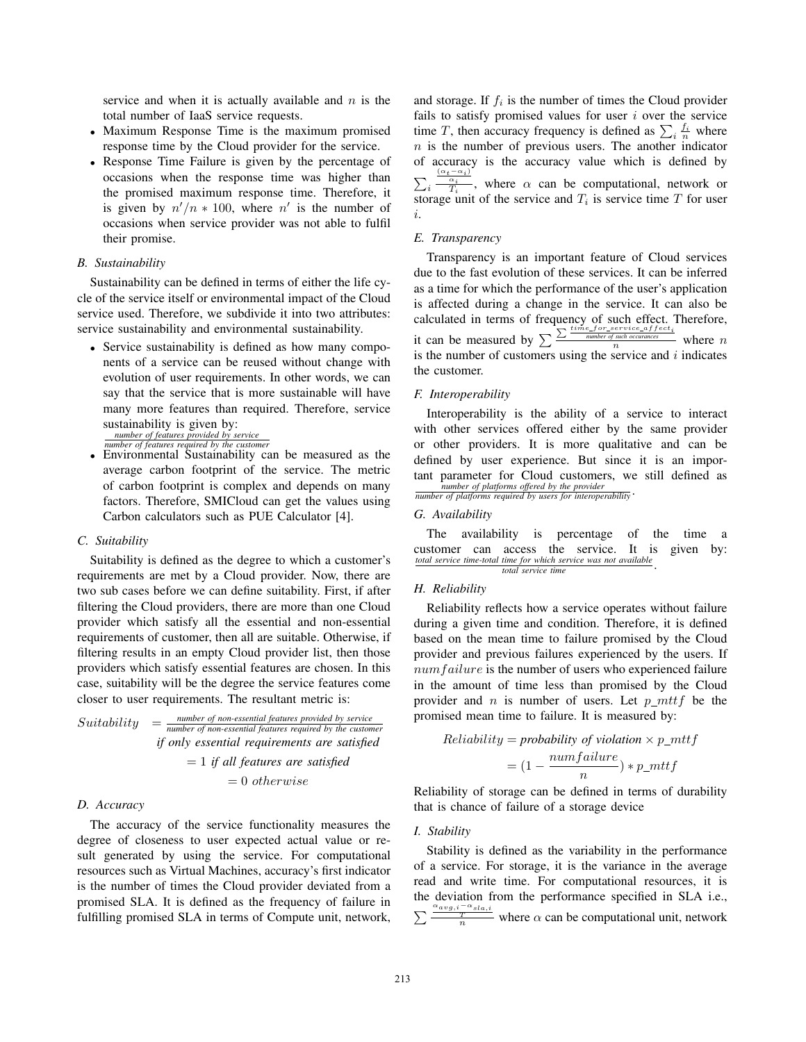service and when it is actually available and $n$ is the total number of IaaS service requests.

- Maximum Response Time is the maximum promised response time by the Cloud provider for the service.
- Response Time Failure is given by the percentage of occasions when the response time was higher than the promised maximum response time. Therefore, it is given by $n'/n * 100$, where $n'$ is the number of occasions when service provider was not able to fulfil their promise.

### B. Sustainability

Sustainability can be defined in terms of either the life cycle of the service itself or environmental impact of the Cloud service used. Therefore, we subdivide it into two attributes: service sustainability and environmental sustainability.

- Service sustainability is defined as how many components of a service can be reused without change with evolution of user requirements. In other words, we can say that the service that is more sustainable will have many more features than required. Therefore, service sustainability is given by: $\frac{\textit{number of features provided by service}}{\textit{number of features required by the customer}}$
- Environmental Sustainability can be measured as the average carbon footprint of the service. The metric of carbon footprint is complex and depends on many factors. Therefore, SMICloud can get the values using Carbon calculators such as PUE Calculator [4].

### C. Suitability

Suitability is defined as the degree to which a customer's requirements are met by a Cloud provider. Now, there are two sub cases before we can define suitability. First, if after filtering the Cloud providers, there are more than one Cloud provider which satisfy all the essential and non-essential requirements of customer, then all are suitable. Otherwise, if filtering results in an empty Cloud provider list, then those providers which satisfy essential features are chosen. In this case, suitability will be the degree the service features come closer to user requirements. The resultant metric is:

$$
\begin{aligned}
Suitability \;&= \frac{\textit{number of non-essential features provided by service}}{\textit{number of non-essential features required by the customer}} \\
&\quad \textit{if only essential requirements are satisfied} \\
&= 1 \textit{ if all features are satisfied} \\
&= 0 \; otherwise
\end{aligned}
$$

### D. Accuracy

The accuracy of the service functionality measures the degree of closeness to user expected actual value or result generated by using the service. For computational resources such as Virtual Machines, accuracy's first indicator is the number of times the Cloud provider deviated from a promised SLA. It is defined as the frequency of failure in fulfilling promised SLA in terms of Compute unit, network, and storage. If $f_i$ is the number of times the Cloud provider fails to satisfy promised values for user $i$ over the service time $T$, then accuracy frequency is defined as $\sum_i \frac{f_i}{n}$ where $n$ is the number of previous users. The another indicator of accuracy is the accuracy value which is defined by $\sum_i \frac{\frac{(\alpha_t - \alpha_i)}{\alpha_i}}{T_i}$, where $\alpha$ can be computational, network or storage unit of the service and $T_i$ is service time $T$ for user $i$.

### E. Transparency

Transparency is an important feature of Cloud services due to the fast evolution of these services. It can be inferred as a time for which the performance of the user's application is affected during a change in the service. It can also be calculated in terms of frequency of such effect. Therefore, it can be measured by $\sum \frac{\sum \frac{time\_for\_service\_affect_i}{\textit{number of such occurances}}}{n}$ where $n$ is the number of customers using the service and $i$ indicates the customer.

### F. Interoperability

Interoperability is the ability of a service to interact with other services offered either by the same provider or other providers. It is more qualitative and can be defined by user experience. But since it is an important parameter for Cloud customers, we still defined as $\frac{\textit{number of platforms offered by the provider}}{\textit{number of platforms required by users for interoperability}}$.

### G. Availability

The availability is percentage of the time a customer can access the service. It is given by: $\frac{\textit{total service time-total time for which service was not available}}{\textit{total service time}}$.

### H. Reliability

Reliability reflects how a service operates without failure during a given time and condition. Therefore, it is defined based on the mean time to failure promised by the Cloud provider and previous failures experienced by the users. If $numfailure$ is the number of users who experienced failure in the amount of time less than promised by the Cloud provider and $n$ is number of users. Let $p\_mttf$ be the promised mean time to failure. It is measured by:

$$
\begin{aligned}
Reliability &= \textit{probability of violation} \times p\_mttf \\
&= (1 - \frac{numfailure}{n}) * p\_mttf
\end{aligned}
$$

Reliability of storage can be defined in terms of durability that is chance of failure of a storage device

### I. Stability

Stability is defined as the variability in the performance of a service. For storage, it is the variance in the average read and write time. For computational resources, it is the deviation from the performance specified in SLA i.e., $\sum \frac{\frac{\alpha_{avg,i} - \alpha_{sla,i}}{T}}{n}$ where $\alpha$ can be computational unit, network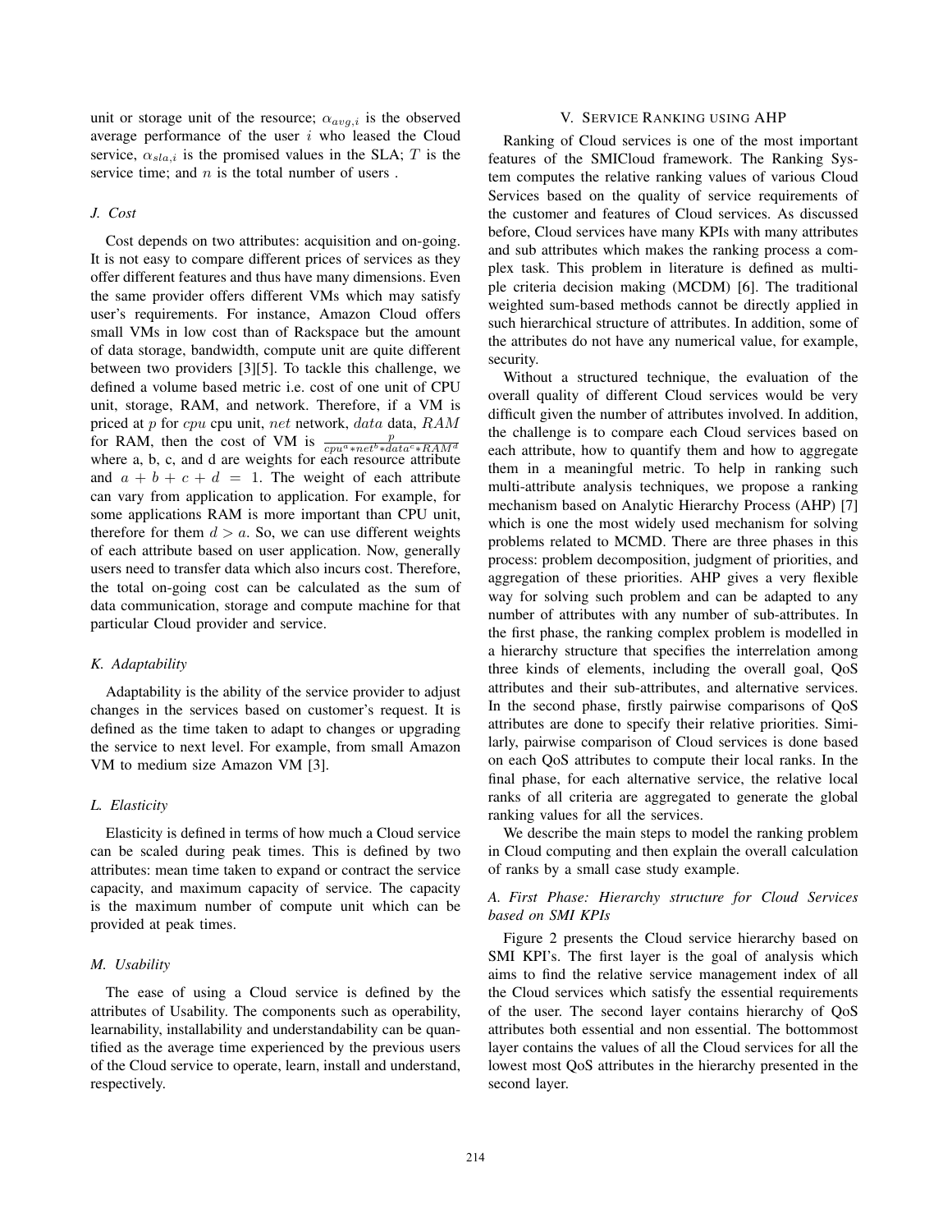unit or storage unit of the resource; $\alpha_{avg,i}$ is the observed average performance of the user $i$ who leased the Cloud service, $\alpha_{sla,i}$ is the promised values in the SLA; $T$ is the service time; and $n$ is the total number of users .

### J. Cost

Cost depends on two attributes: acquisition and on-going. It is not easy to compare different prices of services as they offer different features and thus have many dimensions. Even the same provider offers different VMs which may satisfy user's requirements. For instance, Amazon Cloud offers small VMs in low cost than of Rackspace but the amount of data storage, bandwidth, compute unit are quite different between two providers [3][5]. To tackle this challenge, we defined a volume based metric i.e. cost of one unit of CPU unit, storage, RAM, and network. Therefore, if a VM is priced at $p$ for $cpu$ cpu unit, $net$ network, $data$ data, $RAM$ for RAM, then the cost of VM is $\frac{p}{cpu^a * net^b * data^c * RAM^d}$ where a, b, c, and d are weights for each resource attribute and $a + b + c + d = 1$. The weight of each attribute can vary from application to application. For example, for some applications RAM is more important than CPU unit, therefore for them $d > a$. So, we can use different weights of each attribute based on user application. Now, generally users need to transfer data which also incurs cost. Therefore, the total on-going cost can be calculated as the sum of data communication, storage and compute machine for that particular Cloud provider and service.

### K. Adaptability

Adaptability is the ability of the service provider to adjust changes in the services based on customer's request. It is defined as the time taken to adapt to changes or upgrading the service to next level. For example, from small Amazon VM to medium size Amazon VM [3].

### L. Elasticity

Elasticity is defined in terms of how much a Cloud service can be scaled during peak times. This is defined by two attributes: mean time taken to expand or contract the service capacity, and maximum capacity of service. The capacity is the maximum number of compute unit which can be provided at peak times.

### M. Usability

The ease of using a Cloud service is defined by the attributes of Usability. The components such as operability, learnability, installability and understandability can be quantified as the average time experienced by the previous users of the Cloud service to operate, learn, install and understand, respectively.

## V. Service Ranking using AHP

Ranking of Cloud services is one of the most important features of the SMICloud framework. The Ranking System computes the relative ranking values of various Cloud Services based on the quality of service requirements of the customer and features of Cloud services. As discussed before, Cloud services have many KPIs with many attributes and sub attributes which makes the ranking process a complex task. This problem in literature is defined as multiple criteria decision making (MCDM) [6]. The traditional weighted sum-based methods cannot be directly applied in such hierarchical structure of attributes. In addition, some of the attributes do not have any numerical value, for example, security.

Without a structured technique, the evaluation of the overall quality of different Cloud services would be very difficult given the number of attributes involved. In addition, the challenge is to compare each Cloud services based on each attribute, how to quantify them and how to aggregate them in a meaningful metric. To help in ranking such multi-attribute analysis techniques, we propose a ranking mechanism based on Analytic Hierarchy Process (AHP) [7] which is one the most widely used mechanism for solving problems related to MCMD. There are three phases in this process: problem decomposition, judgment of priorities, and aggregation of these priorities. AHP gives a very flexible way for solving such problem and can be adapted to any number of attributes with any number of sub-attributes. In the first phase, the ranking complex problem is modelled in a hierarchy structure that specifies the interrelation among three kinds of elements, including the overall goal, QoS attributes and their sub-attributes, and alternative services. In the second phase, firstly pairwise comparisons of QoS attributes are done to specify their relative priorities. Similarly, pairwise comparison of Cloud services is done based on each QoS attributes to compute their local ranks. In the final phase, for each alternative service, the relative local ranks of all criteria are aggregated to generate the global ranking values for all the services.

We describe the main steps to model the ranking problem in Cloud computing and then explain the overall calculation of ranks by a small case study example.

### A. First Phase: Hierarchy structure for Cloud Services based on SMI KPIs

Figure 2 presents the Cloud service hierarchy based on SMI KPI's. The first layer is the goal of analysis which aims to find the relative service management index of all the Cloud services which satisfy the essential requirements of the user. The second layer contains hierarchy of QoS attributes both essential and non essential. The bottommost layer contains the values of all the Cloud services for all the lowest most QoS attributes in the hierarchy presented in the second layer.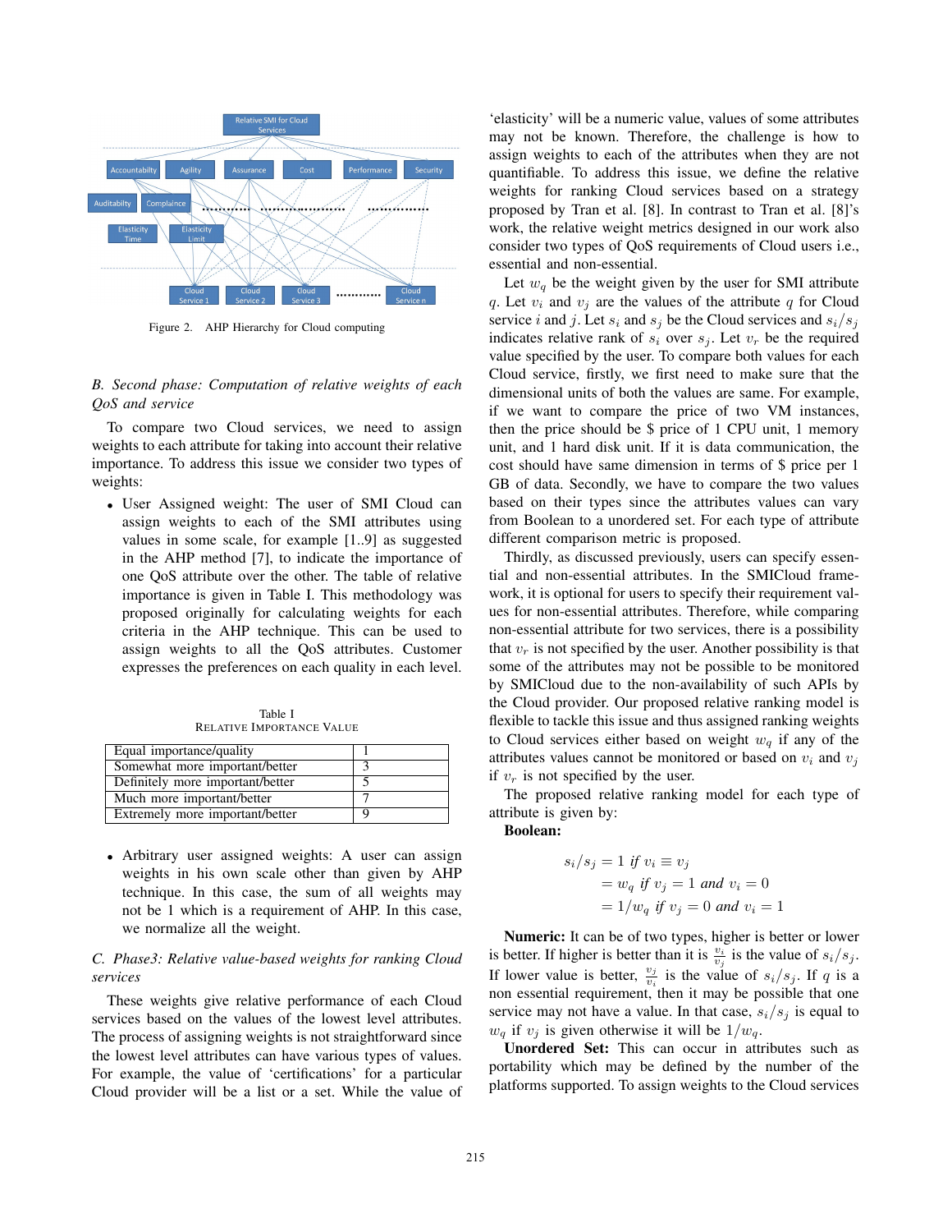Figure 2. AHP Hierarchy for Cloud computing

*B. Second phase: Computation of relative weights of each QoS and service*

To compare two Cloud services, we need to assign weights to each attribute for taking into account their relative importance. To address this issue we consider two types of weights:

- User Assigned weight: The user of SMI Cloud can assign weights to each of the SMI attributes using values in some scale, for example [1..9] as suggested in the AHP method [7], to indicate the importance of one QoS attribute over the other. The table of relative importance is given in Table I. This methodology was proposed originally for calculating weights for each criteria in the AHP technique. This can be used to assign weights to all the QoS attributes. Customer expresses the preferences on each quality in each level.

Table I
RELATIVE IMPORTANCE VALUE

| | |
|---|---|
| Equal importance/quality | 1 |
| Somewhat more important/better | 3 |
| Definitely more important/better | 5 |
| Much more important/better | 7 |
| Extremely more important/better | 9 |

- Arbitrary user assigned weights: A user can assign weights in his own scale other than given by AHP technique. In this case, the sum of all weights may not be 1 which is a requirement of AHP. In this case, we normalize all the weight.

*C. Phase3: Relative value-based weights for ranking Cloud services*

These weights give relative performance of each Cloud services based on the values of the lowest level attributes. The process of assigning weights is not straightforward since the lowest level attributes can have various types of values. For example, the value of 'certifications' for a particular Cloud provider will be a list or a set. While the value of 'elasticity' will be a numeric value, values of some attributes may not be known. Therefore, the challenge is how to assign weights to each of the attributes when they are not quantifiable. To address this issue, we define the relative weights for ranking Cloud services based on a strategy proposed by Tran et al. [8]. In contrast to Tran et al. [8]'s work, the relative weight metrics designed in our work also consider two types of QoS requirements of Cloud users i.e., essential and non-essential.

Let $w_q$ be the weight given by the user for SMI attribute $q$. Let $v_i$ and $v_j$ are the values of the attribute $q$ for Cloud service $i$ and $j$. Let $s_i$ and $s_j$ be the Cloud services and $s_i/s_j$ indicates relative rank of $s_i$ over $s_j$. Let $v_r$ be the required value specified by the user. To compare both values for each Cloud service, firstly, we first need to make sure that the dimensional units of both the values are same. For example, if we want to compare the price of two VM instances, then the price should be \$ price of 1 CPU unit, 1 memory unit, and 1 hard disk unit. If it is data communication, the cost should have same dimension in terms of \$ price per 1 GB of data. Secondly, we have to compare the two values based on their types since the attributes values can vary from Boolean to a unordered set. For each type of attribute different comparison metric is proposed.

Thirdly, as discussed previously, users can specify essential and non-essential attributes. In the SMICloud framework, it is optional for users to specify their requirement values for non-essential attributes. Therefore, while comparing non-essential attribute for two services, there is a possibility that $v_r$ is not specified by the user. Another possibility is that some of the attributes may not be possible to be monitored by SMICloud due to the non-availability of such APIs by the Cloud provider. Our proposed relative ranking model is flexible to tackle this issue and thus assigned ranking weights to Cloud services either based on weight $w_q$ if any of the attributes values cannot be monitored or based on $v_i$ and $v_j$ if $v_r$ is not specified by the user.

The proposed relative ranking model for each type of attribute is given by:

**Boolean:**

$$
\begin{aligned}
s_i/s_j &= 1 \text{ if } v_i \equiv v_j \\
&= w_q \text{ if } v_j = 1 \text{ and } v_i = 0 \\
&= 1/w_q \text{ if } v_j = 0 \text{ and } v_i = 1
\end{aligned}
$$

**Numeric:** It can be of two types, higher is better or lower is better. If higher is better than it is $\frac{v_i}{v_j}$ is the value of $s_i/s_j$. If lower value is better, $\frac{v_j}{v_i}$ is the value of $s_i/s_j$. If $q$ is a non essential requirement, then it may be possible that one service may not have a value. In that case, $s_i/s_j$ is equal to $w_q$ if $v_j$ is given otherwise it will be $1/w_q$.

**Unordered Set:** This can occur in attributes such as portability which may be defined by the number of the platforms supported. To assign weights to the Cloud services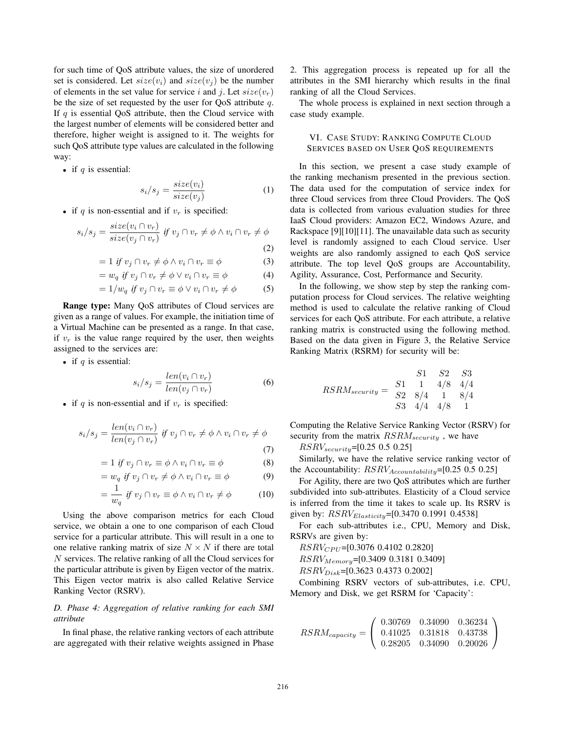for such time of QoS attribute values, the size of unordered set is considered. Let $size(v_i)$ and $size(v_j)$ be the number of elements in the set value for service $i$ and $j$. Let $size(v_r)$ be the size of set requested by the user for QoS attribute $q$. If $q$ is essential QoS attribute, then the Cloud service with the largest number of elements will be considered better and therefore, higher weight is assigned to it. The weights for such QoS attribute type values are calculated in the following way:

- if $q$ is essential:

$$s_i/s_j = \frac{size(v_i)}{size(v_j)} \tag{1}$$

- if $q$ is non-essential and if $v_r$ is specified:

$$s_i/s_j = \frac{size(v_i \cap v_r)}{size(v_j \cap v_r)} \text{ if } v_j \cap v_r \neq \phi \wedge v_i \cap v_r \neq \phi \tag{2}$$

$$= 1 \text{ if } v_j \cap v_r \neq \phi \wedge v_i \cap v_r \equiv \phi \tag{3}$$

$$= w_q \text{ if } v_j \cap v_r \neq \phi \vee v_i \cap v_r \equiv \phi \tag{4}$$

$$= 1/w_q \text{ if } v_j \cap v_r \equiv \phi \vee v_i \cap v_r \neq \phi \tag{5}$$

**Range type:** Many QoS attributes of Cloud services are given as a range of values. For example, the initiation time of a Virtual Machine can be presented as a range. In that case, if $v_r$ is the value range required by the user, then weights assigned to the services are:

- if $q$ is essential:

$$s_i/s_j = \frac{len(v_i \cap v_r)}{len(v_j \cap v_r)} \tag{6}$$

- if $q$ is non-essential and if $v_r$ is specified:

$$s_i/s_j = \frac{len(v_i \cap v_r)}{len(v_j \cap v_r)} \text{ if } v_j \cap v_r \neq \phi \wedge v_i \cap v_r \neq \phi \tag{7}$$

$$= 1 \text{ if } v_j \cap v_r \equiv \phi \wedge v_i \cap v_r \equiv \phi \tag{8}$$

$$= w_q \text{ if } v_j \cap v_r \neq \phi \wedge v_i \cap v_r \equiv \phi \tag{9}$$

$$= \frac{1}{w_q} \text{ if } v_j \cap v_r \equiv \phi \wedge v_i \cap v_r \neq \phi \tag{10}$$

Using the above comparison metrics for each Cloud service, we obtain a one to one comparison of each Cloud service for a particular attribute. This will result in a one to one relative ranking matrix of size $N \times N$ if there are total $N$ services. The relative ranking of all the Cloud services for the particular attribute is given by Eigen vector of the matrix. This Eigen vector matrix is also called Relative Service Ranking Vector (RSRV).

### *D. Phase 4: Aggregation of relative ranking for each SMI attribute*

In final phase, the relative ranking vectors of each attribute are aggregated with their relative weights assigned in Phase 2. This aggregation process is repeated up for all the attributes in the SMI hierarchy which results in the final ranking of all the Cloud Services.

The whole process is explained in next section through a case study example.

## VI. Case Study: Ranking Compute Cloud Services based on User QoS requirements

In this section, we present a case study example of the ranking mechanism presented in the previous section. The data used for the computation of service index for three Cloud services from three Cloud Providers. The QoS data is collected from various evaluation studies for three IaaS Cloud providers: Amazon EC2, Windows Azure, and Rackspace [9][10][11]. The unavailable data such as security level is randomly assigned to each Cloud service. User weights are also randomly assigned to each QoS service attribute. The top level QoS groups are Accountability, Agility, Assurance, Cost, Performance and Security.

In the following, we show step by step the ranking computation process for Cloud services. The relative weighting method is used to calculate the relative ranking of Cloud services for each QoS attribute. For each attribute, a relative ranking matrix is constructed using the following method. Based on the data given in Figure 3, the Relative Service Ranking Matrix (RSRM) for security will be:

$$RSRM_{security} = \begin{array}{cccc} & S1 & S2 & S3 \\ S1 & 1 & 4/8 & 4/4 \\ S2 & 8/4 & 1 & 8/4 \\ S3 & 4/4 & 4/8 & 1 \end{array}$$

Computing the Relative Service Ranking Vector (RSRV) for security from the matrix $RSRM_{security}$ , we have

$RSRV_{security}$=[0.25 0.5 0.25]

Similarly, we have the relative service ranking vector of the Accountability: $RSRV_{Accountability}$=[0.25 0.5 0.25]

For Agility, there are two QoS attributes which are further subdivided into sub-attributes. Elasticity of a Cloud service is inferred from the time it takes to scale up. Its RSRV is given by: $RSRV_{Elasticity}$=[0.3470 0.1991 0.4538]

For each sub-attributes i.e., CPU, Memory and Disk, RSRVs are given by:

$RSRV_{CPU}$=[0.3076 0.4102 0.2820]

$RSRV_{Memory}$=[0.3409 0.3181 0.3409]

$RSRV_{Disk}$=[0.3623 0.4373 0.2002]

Combining RSRV vectors of sub-attributes, i.e. CPU, Memory and Disk, we get RSRM for 'Capacity':

$$RSRM_{capacity} = \begin{pmatrix} 0.30769 & 0.34090 & 0.36234 \\ 0.41025 & 0.31818 & 0.43738 \\ 0.28205 & 0.34090 & 0.20026 \end{pmatrix}$$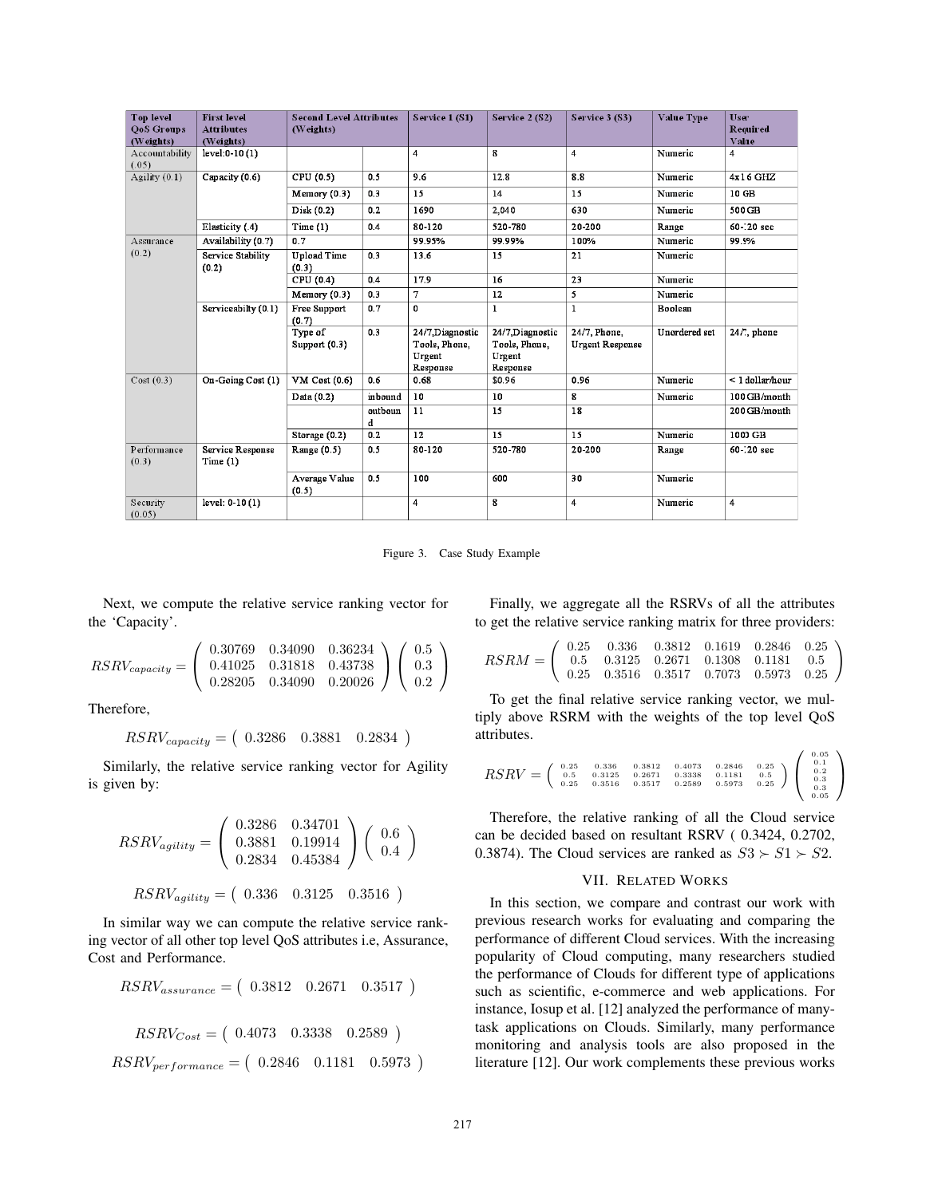| Top level QoS Groups (Weights) | First level Attributes (Weights) | Second Level Attributes (Weights) | | Service 1 (S1) | Service 2 (S2) | Service 3 (S3) | Value Type | User Required Value |
|---|---|---|---|---|---|---|---|---|
| Accountability (.05) | level:0-10 (1) | | | 4 | 8 | 4 | Numeric | 4 |
| Agility (0.1) | Capacity (0.6) | CPU (0.5) | 0.5 | 9.6 | 12.8 | 8.8 | Numeric | 4x1.6 GHZ |
| | | Memory (0.3) | 0.3 | 15 | 14 | 15 | Numeric | 10 GB |
| | | Disk (0.2) | 0.2 | 1690 | 2,040 | 630 | Numeric | 500 GB |
| | Elasticity (.4) | Time (1) | 0.4 | 80-120 | 520-780 | 20-200 | Range | 60-120 sec |
| Assurance (0.2) | Availability (0.7) | 0.7 | | 99.95% | 99.99% | 100% | Numeric | 99.9% |
| | Service Stability (0.2) | Upload Time (0.3) | 0.3 | 13.6 | 15 | 21 | Numeric | |
| | | CPU (0.4) | 0.4 | 17.9 | 16 | 23 | Numeric | |
| | | Memory (0.3) | 0.3 | 7 | 12 | 5 | Numeric | |
| | Serviceabilty (0.1) | Free Support (0.7) | 0.7 | 0 | 1 | 1 | Boolean | |
| | | Type of Support (0.3) | 0.3 | 24/7,Diagnostic Tools, Phone, Urgent Response | 24/7,Diagnostic Tools, Phone, Urgent Response | 24/7, Phone, Urgent Response | Unordered set | 24/7, phone |
| Cost (0.3) | On-Going Cost (1) | VM Cost (0.6) | 0.6 | 0.68 | $0.96 | 0.96 | Numeric | < 1 dollar/hour |
| | | Data (0.2) | inbound | 10 | 10 | 8 | Numeric | 100 GB/month |
| | | | outbound | 11 | 15 | 18 | | 200 GB/month |
| | | Storage (0.2) | 0.2 | 12 | 15 | 15 | Numeric | 1000 GB |
| Performance (0.3) | Service Response Time (1) | Range (0.5) | 0.5 | 80-120 | 520-780 | 20-200 | Range | 60-120 sec |
| | | Average Value (0.5) | 0.5 | 100 | 600 | 30 | Numeric | |
| Security (0.05) | level: 0-10 (1) | | | 4 | 8 | 4 | Numeric | 4 |

Figure 3. Case Study Example

Next, we compute the relative service ranking vector for the 'Capacity'.

$$RSRV_{capacity} = \begin{pmatrix} 0.30769 & 0.34090 & 0.36234 \\ 0.41025 & 0.31818 & 0.43738 \\ 0.28205 & 0.34090 & 0.20026 \end{pmatrix} \begin{pmatrix} 0.5 \\ 0.3 \\ 0.2 \end{pmatrix}$$

Therefore,

$$RSRV_{capacity} = \begin{pmatrix} 0.3286 & 0.3881 & 0.2834 \end{pmatrix}$$

Similarly, the relative service ranking vector for Agility is given by:

$$RSRV_{agility} = \begin{pmatrix} 0.3286 & 0.34701 \\ 0.3881 & 0.19914 \\ 0.2834 & 0.45384 \end{pmatrix} \begin{pmatrix} 0.6 \\ 0.4 \end{pmatrix}$$

$$RSRV_{agility} = \begin{pmatrix} 0.336 & 0.3125 & 0.3516 \end{pmatrix}$$

In similar way we can compute the relative service ranking vector of all other top level QoS attributes i.e, Assurance, Cost and Performance.

$$RSRV_{assurance} = \begin{pmatrix} 0.3812 & 0.2671 & 0.3517 \end{pmatrix}$$

$$RSRV_{Cost} = \begin{pmatrix} 0.4073 & 0.3338 & 0.2589 \end{pmatrix}$$

$$RSRV_{performance} = \begin{pmatrix} 0.2846 & 0.1181 & 0.5973 \end{pmatrix}$$

Finally, we aggregate all the RSRVs of all the attributes to get the relative service ranking matrix for three providers:

$$RSRM = \begin{pmatrix} 0.25 & 0.336 & 0.3812 & 0.1619 & 0.2846 & 0.25 \\ 0.5 & 0.3125 & 0.2671 & 0.1308 & 0.1181 & 0.5 \\ 0.25 & 0.3516 & 0.3517 & 0.7073 & 0.5973 & 0.25 \end{pmatrix}$$

To get the final relative service ranking vector, we multiply above RSRM with the weights of the top level QoS attributes.

$$RSRV = \begin{pmatrix} 0.25 & 0.336 & 0.3812 & 0.4073 & 0.2846 & 0.25 \\ 0.5 & 0.3125 & 0.2671 & 0.3338 & 0.1181 & 0.5 \\ 0.25 & 0.3516 & 0.3517 & 0.2589 & 0.5973 & 0.25 \end{pmatrix} \begin{pmatrix} 0.05 \\ 0.1 \\ 0.2 \\ 0.3 \\ 0.3 \\ 0.05 \end{pmatrix}$$

Therefore, the relative ranking of all the Cloud service can be decided based on resultant RSRV ( 0.3424, 0.2702, 0.3874). The Cloud services are ranked as $S3 \succ S1 \succ S2$.

## VII. RELATED WORKS

In this section, we compare and contrast our work with previous research works for evaluating and comparing the performance of different Cloud services. With the increasing popularity of Cloud computing, many researchers studied the performance of Clouds for different type of applications such as scientific, e-commerce and web applications. For instance, Iosup et al. [12] analyzed the performance of many-task applications on Clouds. Similarly, many performance monitoring and analysis tools are also proposed in the literature [12]. Our work complements these previous works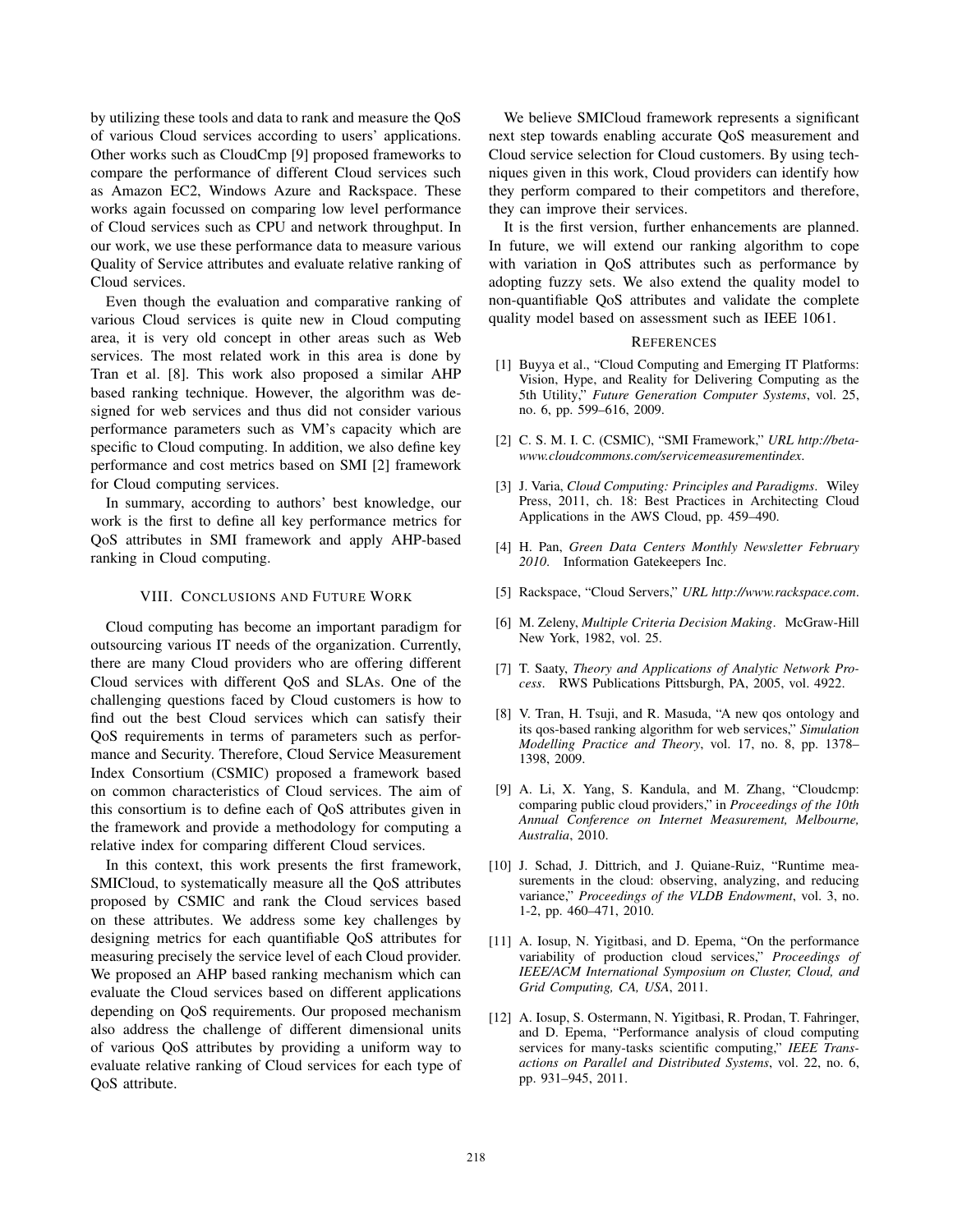by utilizing these tools and data to rank and measure the QoS of various Cloud services according to users' applications. Other works such as CloudCmp [9] proposed frameworks to compare the performance of different Cloud services such as Amazon EC2, Windows Azure and Rackspace. These works again focussed on comparing low level performance of Cloud services such as CPU and network throughput. In our work, we use these performance data to measure various Quality of Service attributes and evaluate relative ranking of Cloud services.

Even though the evaluation and comparative ranking of various Cloud services is quite new in Cloud computing area, it is very old concept in other areas such as Web services. The most related work in this area is done by Tran et al. [8]. This work also proposed a similar AHP based ranking technique. However, the algorithm was designed for web services and thus did not consider various performance parameters such as VM's capacity which are specific to Cloud computing. In addition, we also define key performance and cost metrics based on SMI [2] framework for Cloud computing services.

In summary, according to authors' best knowledge, our work is the first to define all key performance metrics for QoS attributes in SMI framework and apply AHP-based ranking in Cloud computing.

## VIII. Conclusions and Future Work

Cloud computing has become an important paradigm for outsourcing various IT needs of the organization. Currently, there are many Cloud providers who are offering different Cloud services with different QoS and SLAs. One of the challenging questions faced by Cloud customers is how to find out the best Cloud services which can satisfy their QoS requirements in terms of parameters such as performance and Security. Therefore, Cloud Service Measurement Index Consortium (CSMIC) proposed a framework based on common characteristics of Cloud services. The aim of this consortium is to define each of QoS attributes given in the framework and provide a methodology for computing a relative index for comparing different Cloud services.

In this context, this work presents the first framework, SMICloud, to systematically measure all the QoS attributes proposed by CSMIC and rank the Cloud services based on these attributes. We address some key challenges by designing metrics for each quantifiable QoS attributes for measuring precisely the service level of each Cloud provider. We proposed an AHP based ranking mechanism which can evaluate the Cloud services based on different applications depending on QoS requirements. Our proposed mechanism also address the challenge of different dimensional units of various QoS attributes by providing a uniform way to evaluate relative ranking of Cloud services for each type of QoS attribute.

We believe SMICloud framework represents a significant next step towards enabling accurate QoS measurement and Cloud service selection for Cloud customers. By using techniques given in this work, Cloud providers can identify how they perform compared to their competitors and therefore, they can improve their services.

It is the first version, further enhancements are planned. In future, we will extend our ranking algorithm to cope with variation in QoS attributes such as performance by adopting fuzzy sets. We also extend the quality model to non-quantifiable QoS attributes and validate the complete quality model based on assessment such as IEEE 1061.

## References

[1] Buyya et al., "Cloud Computing and Emerging IT Platforms: Vision, Hype, and Reality for Delivering Computing as the 5th Utility," *Future Generation Computer Systems*, vol. 25, no. 6, pp. 599–616, 2009.

[2] C. S. M. I. C. (CSMIC), "SMI Framework," *URL http://beta-www.cloudcommons.com/servicemeasurementindex*.

[3] J. Varia, *Cloud Computing: Principles and Paradigms*. Wiley Press, 2011, ch. 18: Best Practices in Architecting Cloud Applications in the AWS Cloud, pp. 459–490.

[4] H. Pan, *Green Data Centers Monthly Newsletter February 2010*. Information Gatekeepers Inc.

[5] Rackspace, "Cloud Servers," *URL http://www.rackspace.com*.

[6] M. Zeleny, *Multiple Criteria Decision Making*. McGraw-Hill New York, 1982, vol. 25.

[7] T. Saaty, *Theory and Applications of Analytic Network Process*. RWS Publications Pittsburgh, PA, 2005, vol. 4922.

[8] V. Tran, H. Tsuji, and R. Masuda, "A new qos ontology and its qos-based ranking algorithm for web services," *Simulation Modelling Practice and Theory*, vol. 17, no. 8, pp. 1378–1398, 2009.

[9] A. Li, X. Yang, S. Kandula, and M. Zhang, "Cloudcmp: comparing public cloud providers," in *Proceedings of the 10th Annual Conference on Internet Measurement, Melbourne, Australia*, 2010.

[10] J. Schad, J. Dittrich, and J. Quiane-Ruiz, "Runtime measurements in the cloud: observing, analyzing, and reducing variance," *Proceedings of the VLDB Endowment*, vol. 3, no. 1-2, pp. 460–471, 2010.

[11] A. Iosup, N. Yigitbasi, and D. Epema, "On the performance variability of production cloud services," *Proceedings of IEEE/ACM International Symposium on Cluster, Cloud, and Grid Computing, CA, USA*, 2011.

[12] A. Iosup, S. Ostermann, N. Yigitbasi, R. Prodan, T. Fahringer, and D. Epema, "Performance analysis of cloud computing services for many-tasks scientific computing," *IEEE Transactions on Parallel and Distributed Systems*, vol. 22, no. 6, pp. 931–945, 2011.